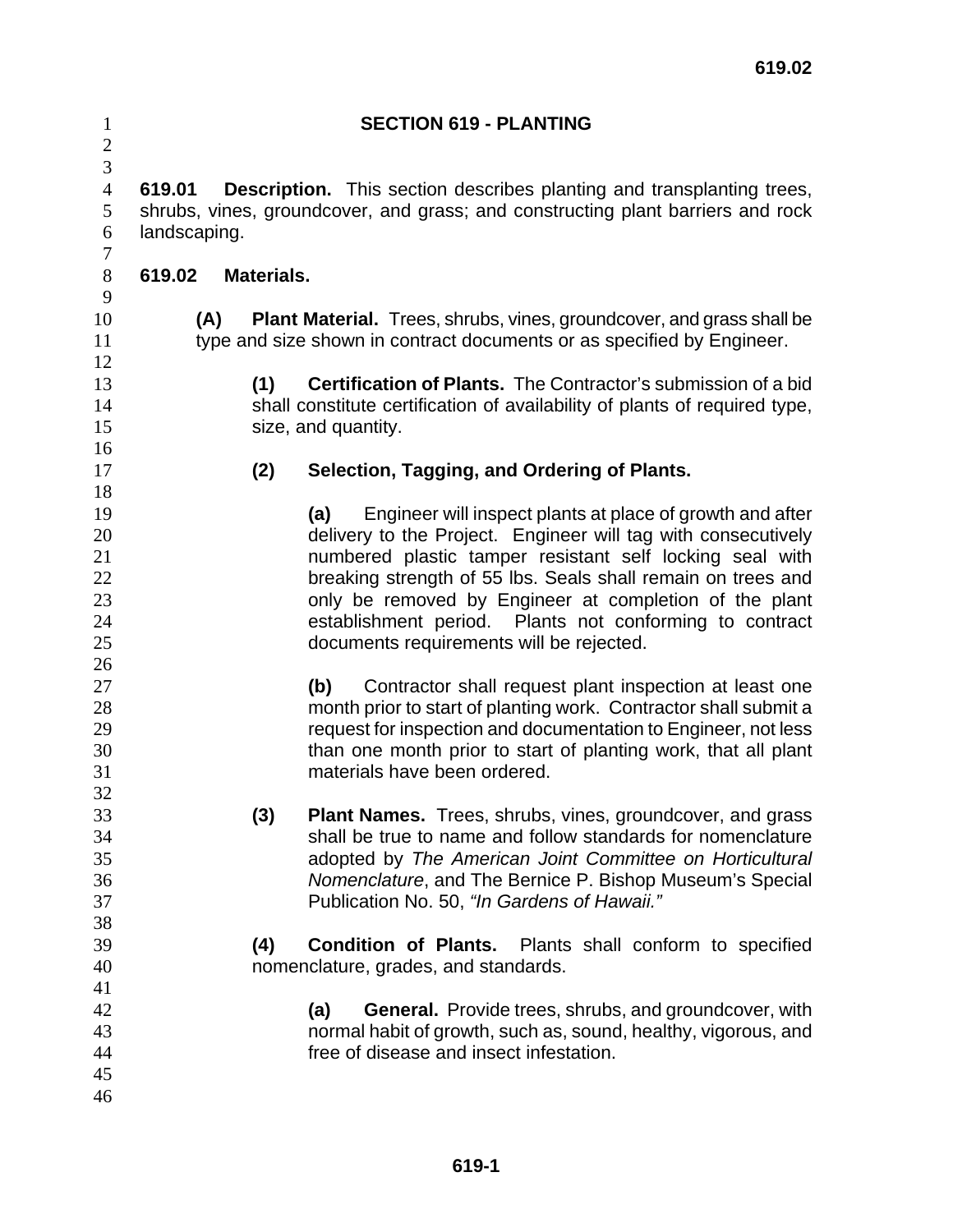# SECTION 619 - PLANTING

**619.01 Description.** This section describes planting and transplanting trees, shrubs, vines, groundcover, and grass; and constructing plant barriers and rock landscaping.

## 619.02 Materials.

**(A) Plant Material.** Trees, shrubs, vines, groundcover, and grass shall be type and size shown in contract documents or as specified by Engineer.

**(1) Certification of Plants.** The Contractor's submission of a bid shall constitute certification of availability of plants of required type, size, and quantity.

**(2) Selection, Tagging, and Ordering of Plants.**

**(a)** Engineer will inspect plants at place of growth and after delivery to the Project. Engineer will tag with consecutively numbered plastic tamper resistant self locking seal with breaking strength of 55 lbs. Seals shall remain on trees and only be removed by Engineer at completion of the plant establishment period. Plants not conforming to contract documents requirements will be rejected.

**(b)** Contractor shall request plant inspection at least one month prior to start of planting work. Contractor shall submit a request for inspection and documentation to Engineer, not less than one month prior to start of planting work, that all plant materials have been ordered.

**(3) Plant Names.** Trees, shrubs, vines, groundcover, and grass shall be true to name and follow standards for nomenclature adopted by *The American Joint Committee on Horticultural Nomenclature*, and The Bernice P. Bishop Museum's Special Publication No. 50, *"In Gardens of Hawaii."*

**(4) Condition of Plants.** Plants shall conform to specified nomenclature, grades, and standards.

**(a) General.** Provide trees, shrubs, and groundcover, with normal habit of growth, such as, sound, healthy, vigorous, and free of disease and insect infestation.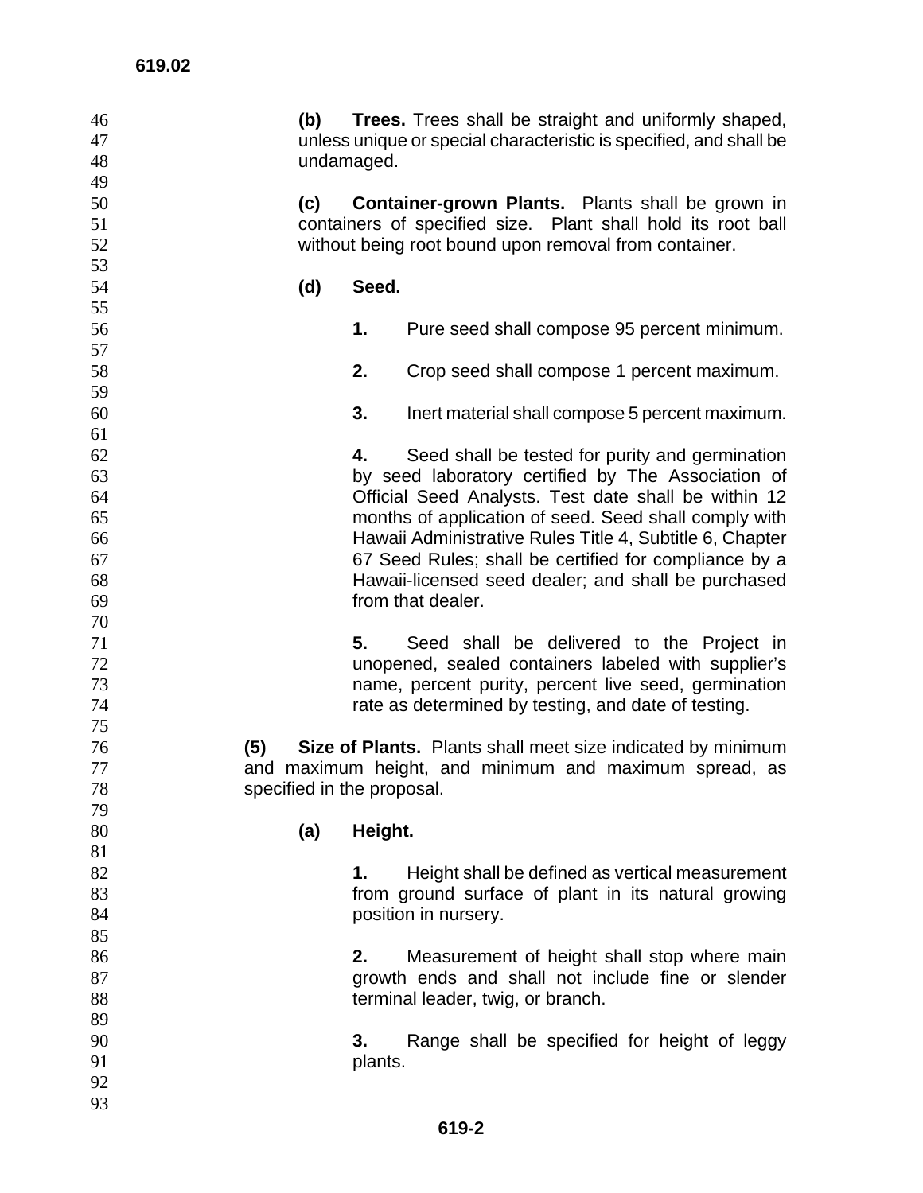**(b) Trees.** Trees shall be straight and uniformly shaped, unless unique or special characteristic is specified, and shall be undamaged.

**(c) Container-grown Plants.** Plants shall be grown in containers of specified size. Plant shall hold its root ball without being root bound upon removal from container.

**(d) Seed.**

**1.** Pure seed shall compose 95 percent minimum.

**2.** Crop seed shall compose 1 percent maximum.

**3.** Inert material shall compose 5 percent maximum.

**4.** Seed shall be tested for purity and germination by seed laboratory certified by The Association of Official Seed Analysts. Test date shall be within 12 months of application of seed. Seed shall comply with Hawaii Administrative Rules Title 4, Subtitle 6, Chapter 67 Seed Rules; shall be certified for compliance by a Hawaii-licensed seed dealer; and shall be purchased from that dealer.

**5.** Seed shall be delivered to the Project in unopened, sealed containers labeled with supplier's name, percent purity, percent live seed, germination rate as determined by testing, and date of testing.

**(5) Size of Plants.** Plants shall meet size indicated by minimum and maximum height, and minimum and maximum spread, as specified in the proposal.

**(a) Height.**

**1.** Height shall be defined as vertical measurement from ground surface of plant in its natural growing position in nursery.

**2.** Measurement of height shall stop where main growth ends and shall not include fine or slender terminal leader, twig, or branch.

**3.** Range shall be specified for height of leggy plants.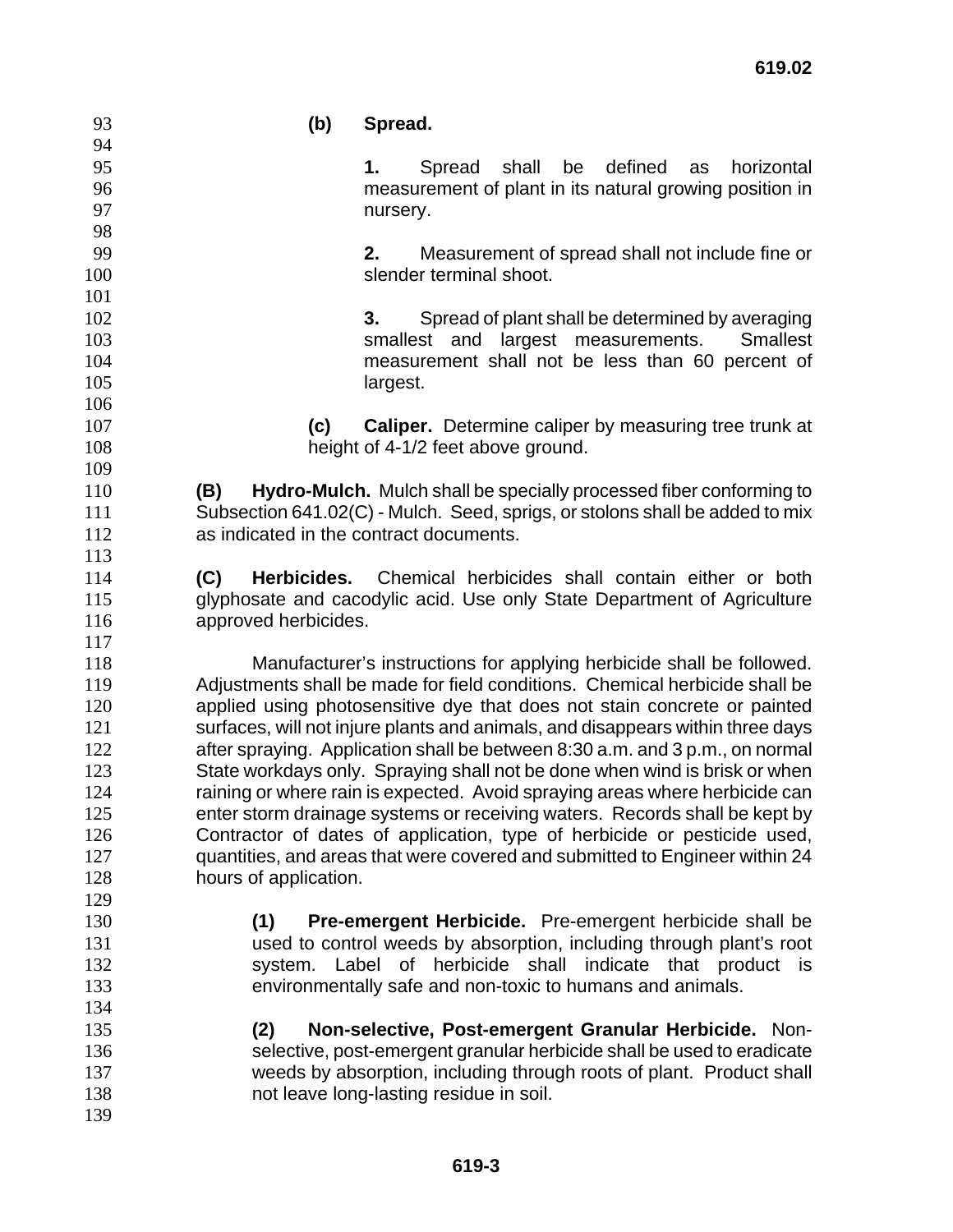**(b) Spread.**

**1.** Spread shall be defined as horizontal measurement of plant in its natural growing position in nursery.

**2.** Measurement of spread shall not include fine or slender terminal shoot.

**3.** Spread of plant shall be determined by averaging smallest and largest measurements. Smallest measurement shall not be less than 60 percent of largest.

**(c) Caliper.** Determine caliper by measuring tree trunk at height of 4-1/2 feet above ground.

**(B) Hydro-Mulch.** Mulch shall be specially processed fiber conforming to Subsection 641.02(C) - Mulch. Seed, sprigs, or stolons shall be added to mix as indicated in the contract documents.

**(C) Herbicides.** Chemical herbicides shall contain either or both glyphosate and cacodylic acid. Use only State Department of Agriculture approved herbicides.

Manufacturer's instructions for applying herbicide shall be followed. Adjustments shall be made for field conditions. Chemical herbicide shall be applied using photosensitive dye that does not stain concrete or painted surfaces, will not injure plants and animals, and disappears within three days after spraying. Application shall be between 8:30 a.m. and 3 p.m., on normal State workdays only. Spraying shall not be done when wind is brisk or when raining or where rain is expected. Avoid spraying areas where herbicide can enter storm drainage systems or receiving waters. Records shall be kept by Contractor of dates of application, type of herbicide or pesticide used, quantities, and areas that were covered and submitted to Engineer within 24 hours of application.

**(1) Pre-emergent Herbicide.** Pre-emergent herbicide shall be used to control weeds by absorption, including through plant's root system. Label of herbicide shall indicate that product is environmentally safe and non-toxic to humans and animals.

**(2) Non-selective, Post-emergent Granular Herbicide.** Non-selective, post-emergent granular herbicide shall be used to eradicate weeds by absorption, including through roots of plant. Product shall not leave long-lasting residue in soil.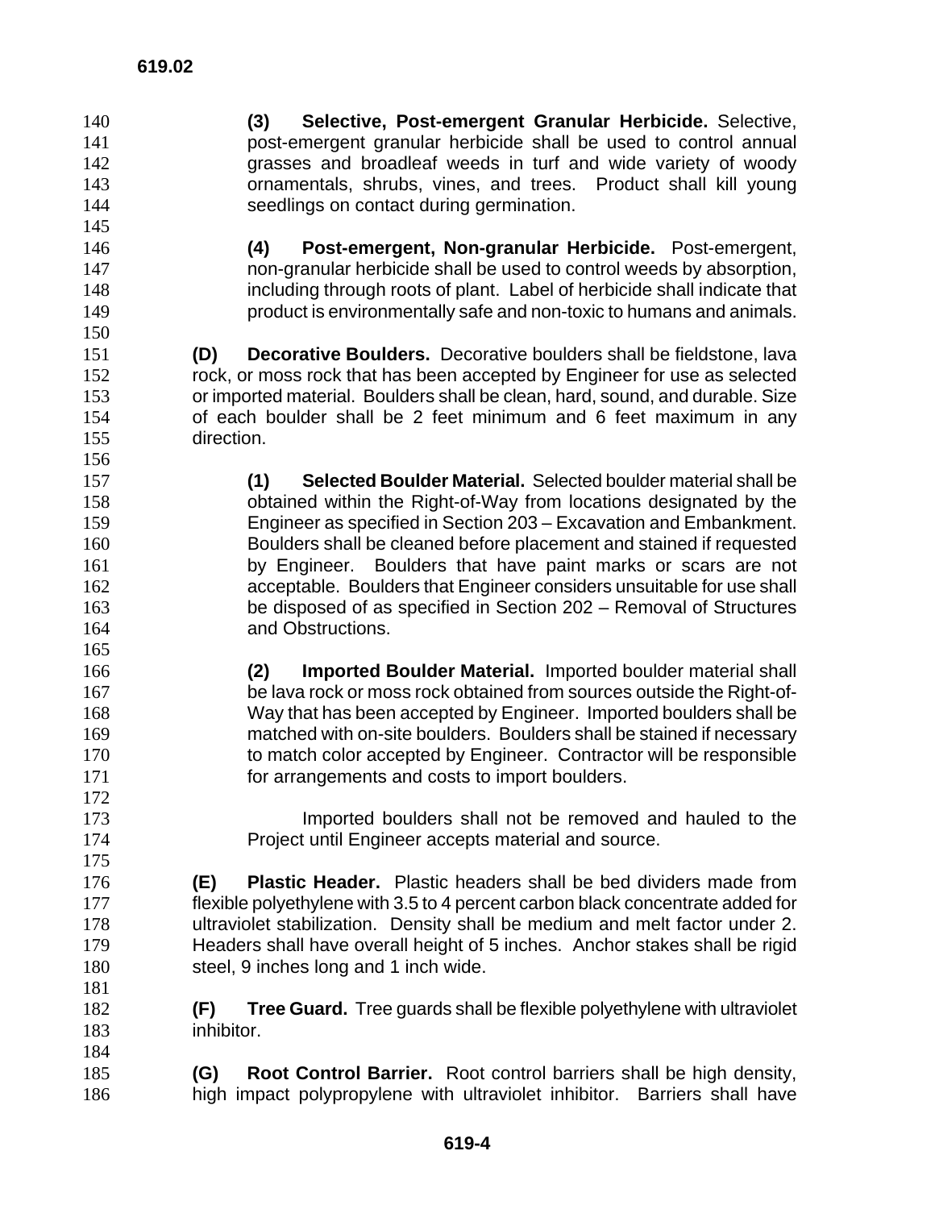**(3) Selective, Post-emergent Granular Herbicide.** Selective, post-emergent granular herbicide shall be used to control annual grasses and broadleaf weeds in turf and wide variety of woody ornamentals, shrubs, vines, and trees. Product shall kill young seedlings on contact during germination.

**(4) Post-emergent, Non-granular Herbicide.** Post-emergent, non-granular herbicide shall be used to control weeds by absorption, including through roots of plant. Label of herbicide shall indicate that product is environmentally safe and non-toxic to humans and animals.

**(D) Decorative Boulders.** Decorative boulders shall be fieldstone, lava rock, or moss rock that has been accepted by Engineer for use as selected or imported material. Boulders shall be clean, hard, sound, and durable. Size of each boulder shall be 2 feet minimum and 6 feet maximum in any direction.

**(1) Selected Boulder Material.** Selected boulder material shall be obtained within the Right-of-Way from locations designated by the Engineer as specified in Section 203 – Excavation and Embankment. Boulders shall be cleaned before placement and stained if requested by Engineer. Boulders that have paint marks or scars are not acceptable. Boulders that Engineer considers unsuitable for use shall be disposed of as specified in Section 202 – Removal of Structures and Obstructions.

**(2) Imported Boulder Material.** Imported boulder material shall be lava rock or moss rock obtained from sources outside the Right-of-Way that has been accepted by Engineer. Imported boulders shall be matched with on-site boulders. Boulders shall be stained if necessary to match color accepted by Engineer. Contractor will be responsible for arrangements and costs to import boulders.

Imported boulders shall not be removed and hauled to the Project until Engineer accepts material and source.

**(E) Plastic Header.** Plastic headers shall be bed dividers made from flexible polyethylene with 3.5 to 4 percent carbon black concentrate added for ultraviolet stabilization. Density shall be medium and melt factor under 2. Headers shall have overall height of 5 inches. Anchor stakes shall be rigid steel, 9 inches long and 1 inch wide.

**(F) Tree Guard.** Tree guards shall be flexible polyethylene with ultraviolet inhibitor.

**(G) Root Control Barrier.** Root control barriers shall be high density, high impact polypropylene with ultraviolet inhibitor. Barriers shall have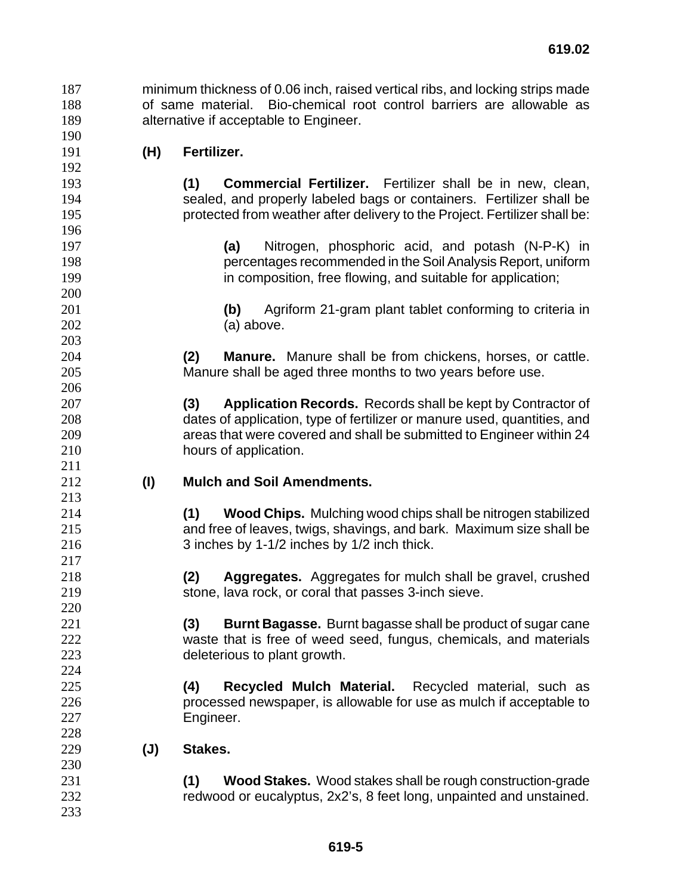minimum thickness of 0.06 inch, raised vertical ribs, and locking strips made of same material. Bio-chemical root control barriers are allowable as alternative if acceptable to Engineer.

**(H) Fertilizer.**

**(1) Commercial Fertilizer.** Fertilizer shall be in new, clean, sealed, and properly labeled bags or containers. Fertilizer shall be protected from weather after delivery to the Project. Fertilizer shall be:

**(a)** Nitrogen, phosphoric acid, and potash (N-P-K) in percentages recommended in the Soil Analysis Report, uniform in composition, free flowing, and suitable for application;

**(b)** Agriform 21-gram plant tablet conforming to criteria in (a) above.

**(2) Manure.** Manure shall be from chickens, horses, or cattle. Manure shall be aged three months to two years before use.

**(3) Application Records.** Records shall be kept by Contractor of dates of application, type of fertilizer or manure used, quantities, and areas that were covered and shall be submitted to Engineer within 24 hours of application.

**(I) Mulch and Soil Amendments.**

**(1) Wood Chips.** Mulching wood chips shall be nitrogen stabilized and free of leaves, twigs, shavings, and bark. Maximum size shall be 3 inches by 1-1/2 inches by 1/2 inch thick.

**(2) Aggregates.** Aggregates for mulch shall be gravel, crushed stone, lava rock, or coral that passes 3-inch sieve.

**(3) Burnt Bagasse.** Burnt bagasse shall be product of sugar cane waste that is free of weed seed, fungus, chemicals, and materials deleterious to plant growth.

**(4) Recycled Mulch Material.** Recycled material, such as processed newspaper, is allowable for use as mulch if acceptable to Engineer.

**(J) Stakes.**

**(1) Wood Stakes.** Wood stakes shall be rough construction-grade redwood or eucalyptus, 2x2's, 8 feet long, unpainted and unstained.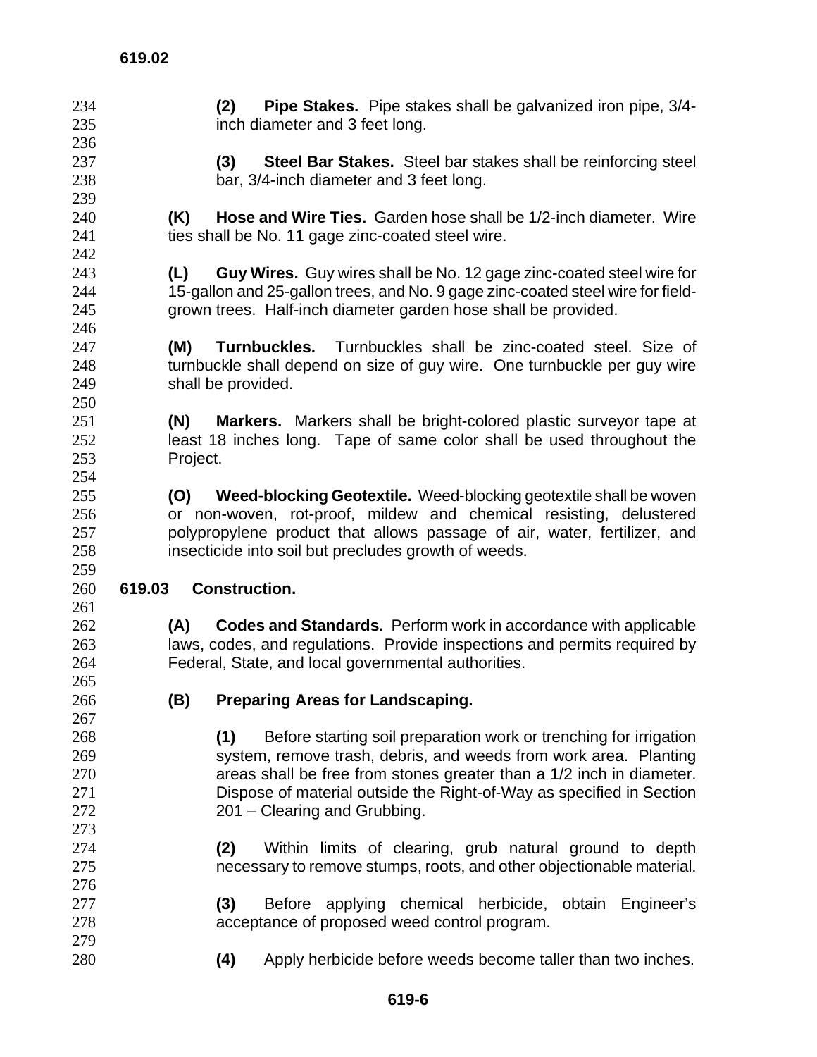**(2) Pipe Stakes.** Pipe stakes shall be galvanized iron pipe, 3/4-inch diameter and 3 feet long.

**(3) Steel Bar Stakes.** Steel bar stakes shall be reinforcing steel bar, 3/4-inch diameter and 3 feet long.

**(K) Hose and Wire Ties.** Garden hose shall be 1/2-inch diameter. Wire ties shall be No. 11 gage zinc-coated steel wire.

**(L) Guy Wires.** Guy wires shall be No. 12 gage zinc-coated steel wire for 15-gallon and 25-gallon trees, and No. 9 gage zinc-coated steel wire for field-grown trees. Half-inch diameter garden hose shall be provided.

**(M) Turnbuckles.** Turnbuckles shall be zinc-coated steel. Size of turnbuckle shall depend on size of guy wire. One turnbuckle per guy wire shall be provided.

**(N) Markers.** Markers shall be bright-colored plastic surveyor tape at least 18 inches long. Tape of same color shall be used throughout the Project.

**(O) Weed-blocking Geotextile.** Weed-blocking geotextile shall be woven or non-woven, rot-proof, mildew and chemical resisting, delustered polypropylene product that allows passage of air, water, fertilizer, and insecticide into soil but precludes growth of weeds.

## 619.03 Construction.

**(A) Codes and Standards.** Perform work in accordance with applicable laws, codes, and regulations. Provide inspections and permits required by Federal, State, and local governmental authorities.

**(B) Preparing Areas for Landscaping.**

**(1)** Before starting soil preparation work or trenching for irrigation system, remove trash, debris, and weeds from work area. Planting areas shall be free from stones greater than a 1/2 inch in diameter. Dispose of material outside the Right-of-Way as specified in Section 201 – Clearing and Grubbing.

**(2)** Within limits of clearing, grub natural ground to depth necessary to remove stumps, roots, and other objectionable material.

**(3)** Before applying chemical herbicide, obtain Engineer's acceptance of proposed weed control program.

**(4)** Apply herbicide before weeds become taller than two inches.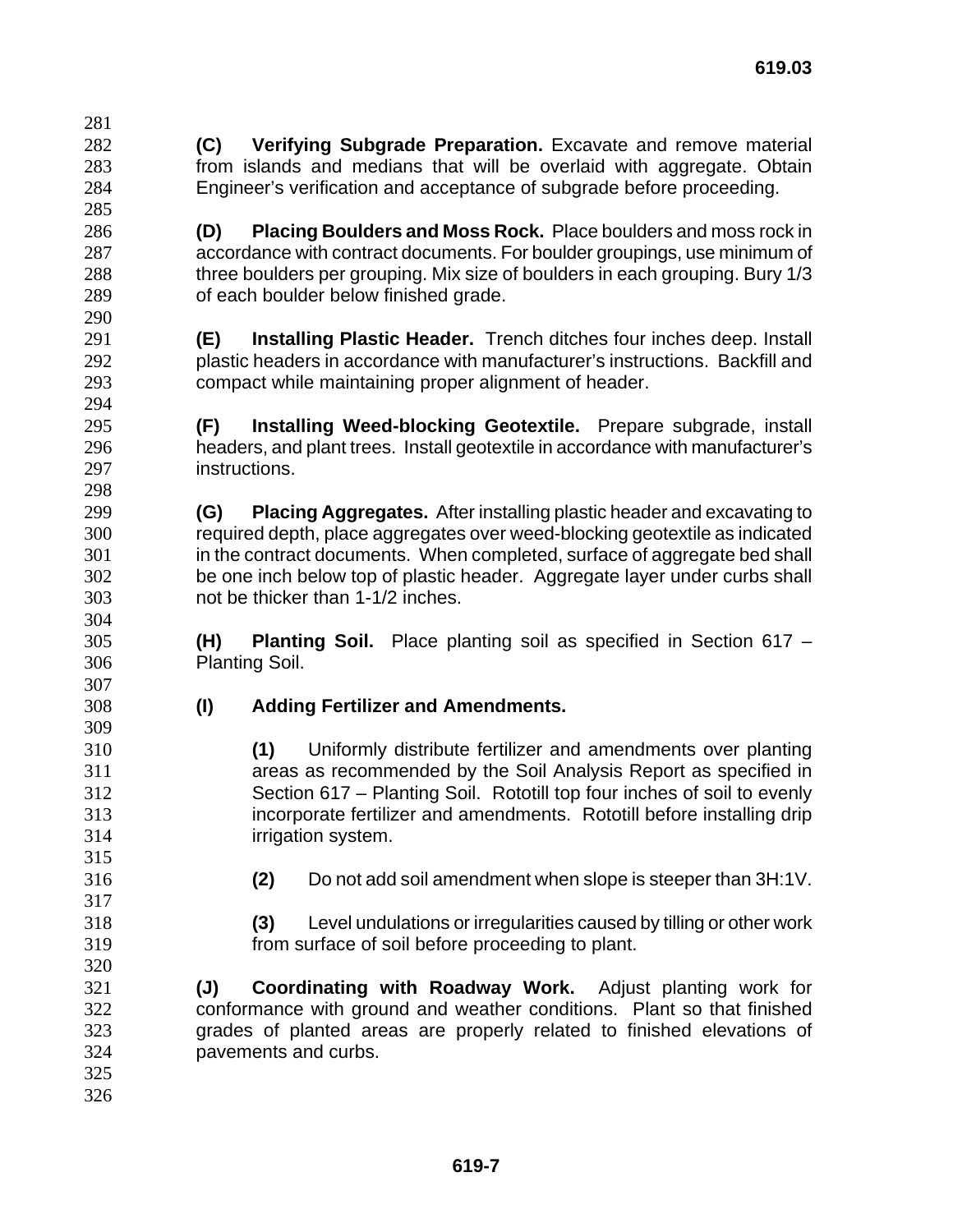**(C) Verifying Subgrade Preparation.** Excavate and remove material from islands and medians that will be overlaid with aggregate. Obtain Engineer's verification and acceptance of subgrade before proceeding.

**(D) Placing Boulders and Moss Rock.** Place boulders and moss rock in accordance with contract documents. For boulder groupings, use minimum of three boulders per grouping. Mix size of boulders in each grouping. Bury 1/3 of each boulder below finished grade.

**(E) Installing Plastic Header.** Trench ditches four inches deep. Install plastic headers in accordance with manufacturer's instructions. Backfill and compact while maintaining proper alignment of header.

**(F) Installing Weed-blocking Geotextile.** Prepare subgrade, install headers, and plant trees. Install geotextile in accordance with manufacturer's instructions.

**(G) Placing Aggregates.** After installing plastic header and excavating to required depth, place aggregates over weed-blocking geotextile as indicated in the contract documents. When completed, surface of aggregate bed shall be one inch below top of plastic header. Aggregate layer under curbs shall not be thicker than 1-1/2 inches.

**(H) Planting Soil.** Place planting soil as specified in Section 617 – Planting Soil.

**(I) Adding Fertilizer and Amendments.**

**(1)** Uniformly distribute fertilizer and amendments over planting areas as recommended by the Soil Analysis Report as specified in Section 617 – Planting Soil. Rototill top four inches of soil to evenly incorporate fertilizer and amendments. Rototill before installing drip irrigation system.

**(2)** Do not add soil amendment when slope is steeper than 3H:1V.

**(3)** Level undulations or irregularities caused by tilling or other work from surface of soil before proceeding to plant.

**(J) Coordinating with Roadway Work.** Adjust planting work for conformance with ground and weather conditions. Plant so that finished grades of planted areas are properly related to finished elevations of pavements and curbs.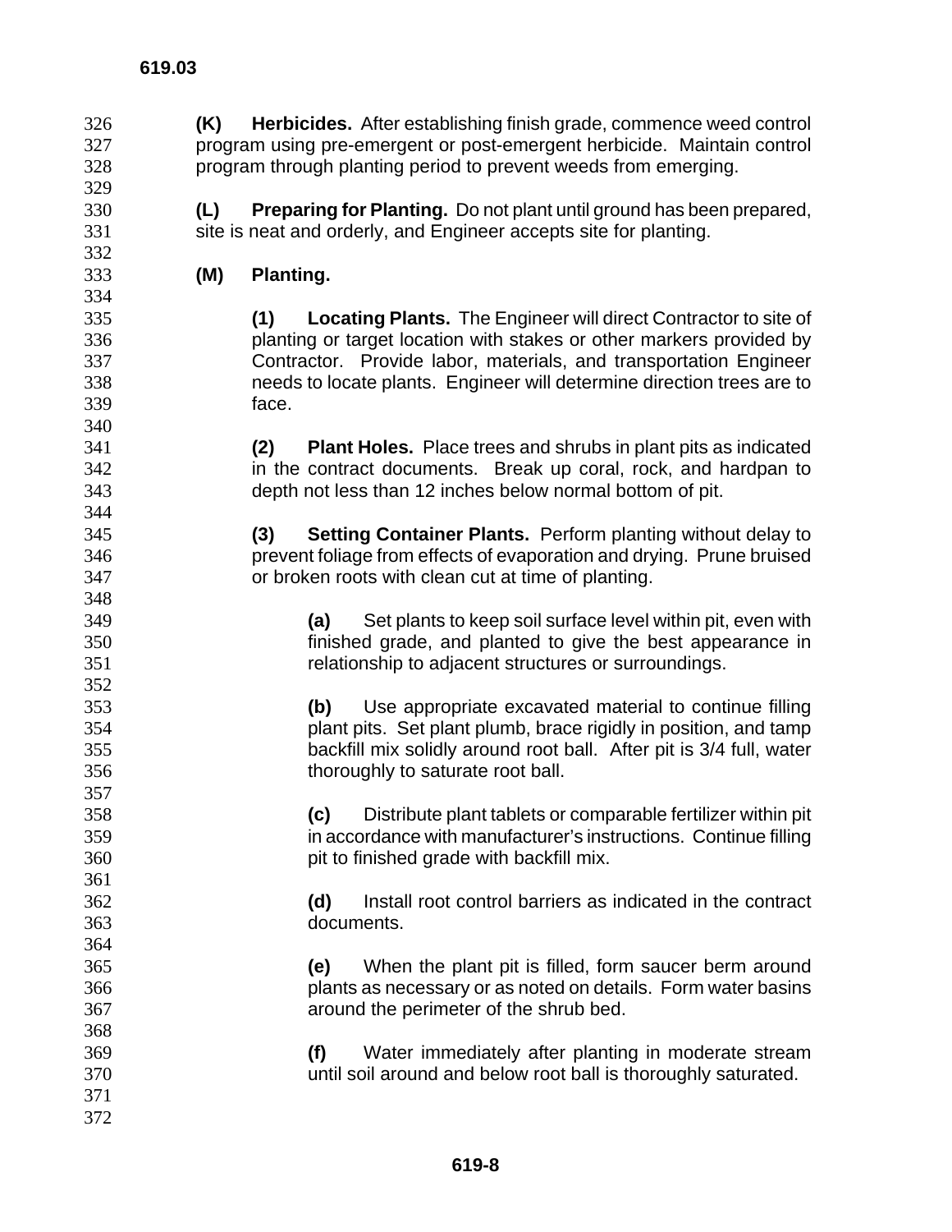**(K) Herbicides.** After establishing finish grade, commence weed control program using pre-emergent or post-emergent herbicide. Maintain control program through planting period to prevent weeds from emerging.

**(L) Preparing for Planting.** Do not plant until ground has been prepared, site is neat and orderly, and Engineer accepts site for planting.

**(M) Planting.**

**(1) Locating Plants.** The Engineer will direct Contractor to site of planting or target location with stakes or other markers provided by Contractor. Provide labor, materials, and transportation Engineer needs to locate plants. Engineer will determine direction trees are to face.

**(2) Plant Holes.** Place trees and shrubs in plant pits as indicated in the contract documents. Break up coral, rock, and hardpan to depth not less than 12 inches below normal bottom of pit.

**(3) Setting Container Plants.** Perform planting without delay to prevent foliage from effects of evaporation and drying. Prune bruised or broken roots with clean cut at time of planting.

**(a)** Set plants to keep soil surface level within pit, even with finished grade, and planted to give the best appearance in relationship to adjacent structures or surroundings.

**(b)** Use appropriate excavated material to continue filling plant pits. Set plant plumb, brace rigidly in position, and tamp backfill mix solidly around root ball. After pit is 3/4 full, water thoroughly to saturate root ball.

**(c)** Distribute plant tablets or comparable fertilizer within pit in accordance with manufacturer's instructions. Continue filling pit to finished grade with backfill mix.

**(d)** Install root control barriers as indicated in the contract documents.

**(e)** When the plant pit is filled, form saucer berm around plants as necessary or as noted on details. Form water basins around the perimeter of the shrub bed.

**(f)** Water immediately after planting in moderate stream until soil around and below root ball is thoroughly saturated.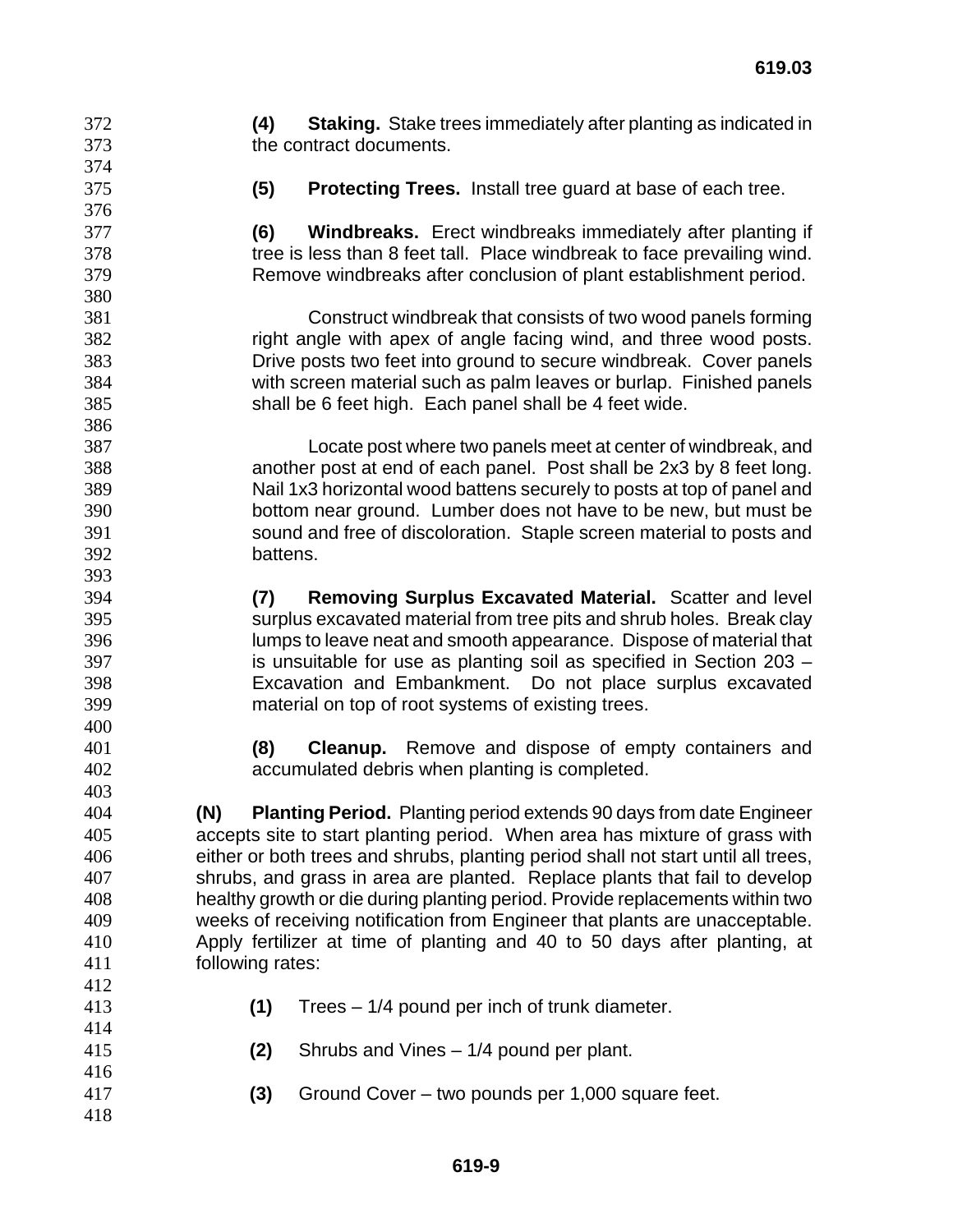**(4) Staking.** Stake trees immediately after planting as indicated in the contract documents.

**(5) Protecting Trees.** Install tree guard at base of each tree.

**(6) Windbreaks.** Erect windbreaks immediately after planting if tree is less than 8 feet tall. Place windbreak to face prevailing wind. Remove windbreaks after conclusion of plant establishment period.

Construct windbreak that consists of two wood panels forming right angle with apex of angle facing wind, and three wood posts. Drive posts two feet into ground to secure windbreak. Cover panels with screen material such as palm leaves or burlap. Finished panels shall be 6 feet high. Each panel shall be 4 feet wide.

Locate post where two panels meet at center of windbreak, and another post at end of each panel. Post shall be 2x3 by 8 feet long. Nail 1x3 horizontal wood battens securely to posts at top of panel and bottom near ground. Lumber does not have to be new, but must be sound and free of discoloration. Staple screen material to posts and battens.

**(7) Removing Surplus Excavated Material.** Scatter and level surplus excavated material from tree pits and shrub holes. Break clay lumps to leave neat and smooth appearance. Dispose of material that is unsuitable for use as planting soil as specified in Section 203 – Excavation and Embankment. Do not place surplus excavated material on top of root systems of existing trees.

**(8) Cleanup.** Remove and dispose of empty containers and accumulated debris when planting is completed.

**(N) Planting Period.** Planting period extends 90 days from date Engineer accepts site to start planting period. When area has mixture of grass with either or both trees and shrubs, planting period shall not start until all trees, shrubs, and grass in area are planted. Replace plants that fail to develop healthy growth or die during planting period. Provide replacements within two weeks of receiving notification from Engineer that plants are unacceptable. Apply fertilizer at time of planting and 40 to 50 days after planting, at following rates:

**(1)** Trees – 1/4 pound per inch of trunk diameter.

**(2)** Shrubs and Vines – 1/4 pound per plant.

**(3)** Ground Cover – two pounds per 1,000 square feet.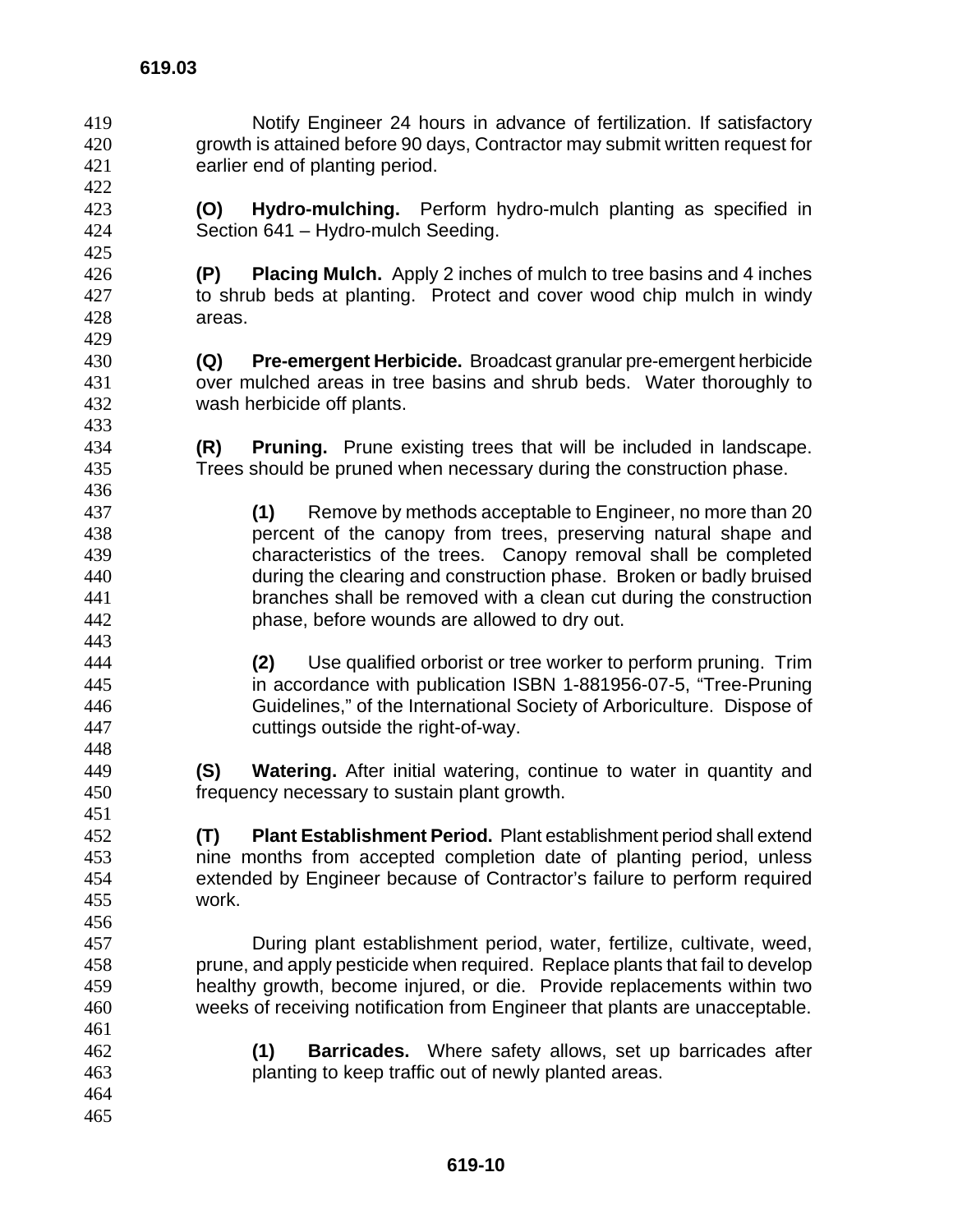Notify Engineer 24 hours in advance of fertilization. If satisfactory growth is attained before 90 days, Contractor may submit written request for earlier end of planting period.

**(O) Hydro-mulching.** Perform hydro-mulch planting as specified in Section 641 – Hydro-mulch Seeding.

**(P) Placing Mulch.** Apply 2 inches of mulch to tree basins and 4 inches to shrub beds at planting. Protect and cover wood chip mulch in windy areas.

**(Q) Pre-emergent Herbicide.** Broadcast granular pre-emergent herbicide over mulched areas in tree basins and shrub beds. Water thoroughly to wash herbicide off plants.

**(R) Pruning.** Prune existing trees that will be included in landscape. Trees should be pruned when necessary during the construction phase.

**(1)** Remove by methods acceptable to Engineer, no more than 20 percent of the canopy from trees, preserving natural shape and characteristics of the trees. Canopy removal shall be completed during the clearing and construction phase. Broken or badly bruised branches shall be removed with a clean cut during the construction phase, before wounds are allowed to dry out.

**(2)** Use qualified orborist or tree worker to perform pruning. Trim in accordance with publication ISBN 1-881956-07-5, "Tree-Pruning Guidelines," of the International Society of Arboriculture. Dispose of cuttings outside the right-of-way.

**(S) Watering.** After initial watering, continue to water in quantity and frequency necessary to sustain plant growth.

**(T) Plant Establishment Period.** Plant establishment period shall extend nine months from accepted completion date of planting period, unless extended by Engineer because of Contractor's failure to perform required work.

During plant establishment period, water, fertilize, cultivate, weed, prune, and apply pesticide when required. Replace plants that fail to develop healthy growth, become injured, or die. Provide replacements within two weeks of receiving notification from Engineer that plants are unacceptable.

**(1) Barricades.** Where safety allows, set up barricades after planting to keep traffic out of newly planted areas.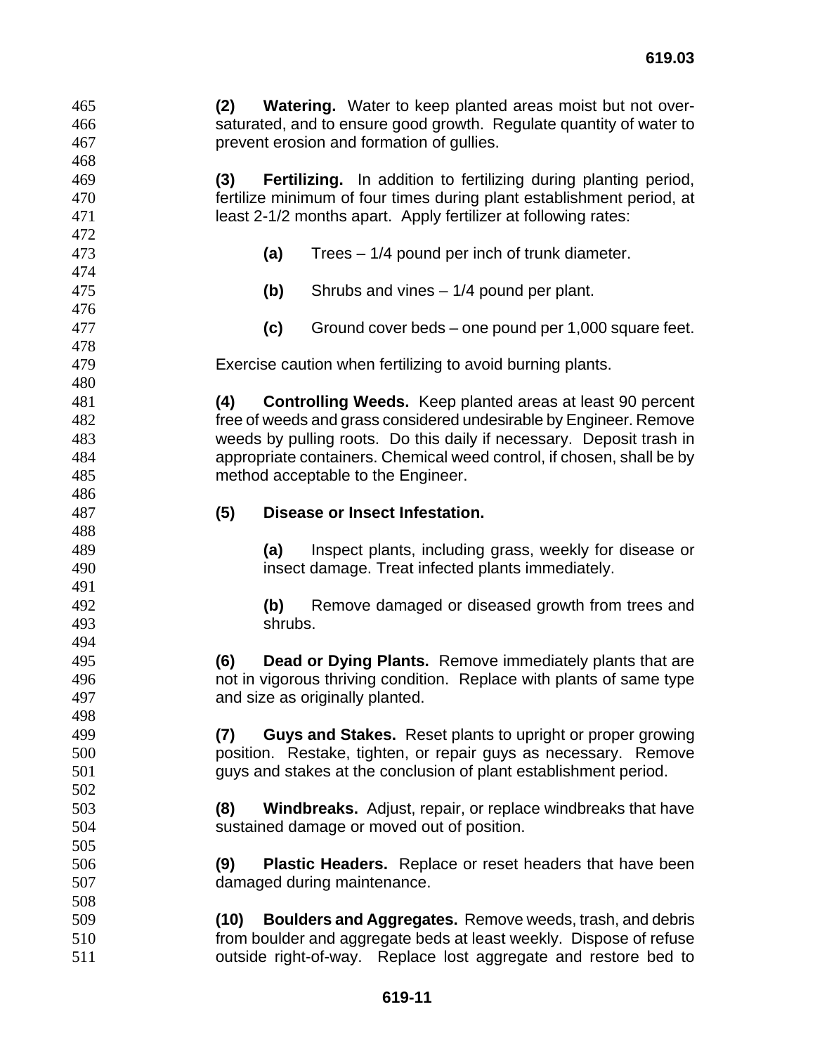**(2) Watering.** Water to keep planted areas moist but not over-saturated, and to ensure good growth. Regulate quantity of water to prevent erosion and formation of gullies.

**(3) Fertilizing.** In addition to fertilizing during planting period, fertilize minimum of four times during plant establishment period, at least 2-1/2 months apart. Apply fertilizer at following rates:

**(a)** Trees – 1/4 pound per inch of trunk diameter.

**(b)** Shrubs and vines – 1/4 pound per plant.

**(c)** Ground cover beds – one pound per 1,000 square feet.

Exercise caution when fertilizing to avoid burning plants.

**(4) Controlling Weeds.** Keep planted areas at least 90 percent free of weeds and grass considered undesirable by Engineer. Remove weeds by pulling roots. Do this daily if necessary. Deposit trash in appropriate containers. Chemical weed control, if chosen, shall be by method acceptable to the Engineer.

**(5) Disease or Insect Infestation.**

**(a)** Inspect plants, including grass, weekly for disease or insect damage. Treat infected plants immediately.

**(b)** Remove damaged or diseased growth from trees and shrubs.

**(6) Dead or Dying Plants.** Remove immediately plants that are not in vigorous thriving condition. Replace with plants of same type and size as originally planted.

**(7) Guys and Stakes.** Reset plants to upright or proper growing position. Restake, tighten, or repair guys as necessary. Remove guys and stakes at the conclusion of plant establishment period.

**(8) Windbreaks.** Adjust, repair, or replace windbreaks that have sustained damage or moved out of position.

**(9) Plastic Headers.** Replace or reset headers that have been damaged during maintenance.

**(10) Boulders and Aggregates.** Remove weeds, trash, and debris from boulder and aggregate beds at least weekly. Dispose of refuse outside right-of-way. Replace lost aggregate and restore bed to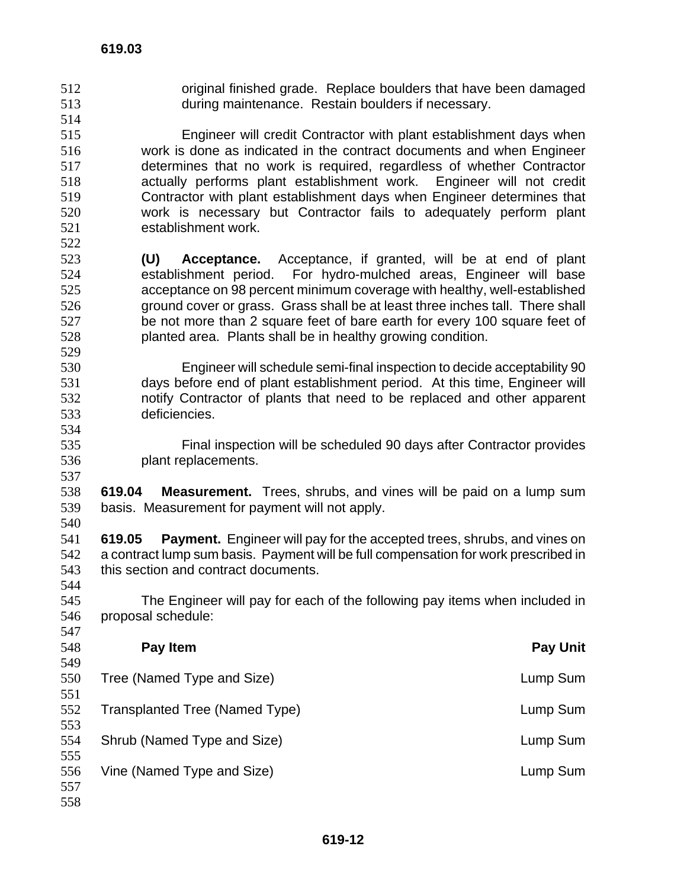original finished grade. Replace boulders that have been damaged during maintenance. Restain boulders if necessary.

Engineer will credit Contractor with plant establishment days when work is done as indicated in the contract documents and when Engineer determines that no work is required, regardless of whether Contractor actually performs plant establishment work. Engineer will not credit Contractor with plant establishment days when Engineer determines that work is necessary but Contractor fails to adequately perform plant establishment work.

**(U) Acceptance.** Acceptance, if granted, will be at end of plant establishment period. For hydro-mulched areas, Engineer will base acceptance on 98 percent minimum coverage with healthy, well-established ground cover or grass. Grass shall be at least three inches tall. There shall be not more than 2 square feet of bare earth for every 100 square feet of planted area. Plants shall be in healthy growing condition.

Engineer will schedule semi-final inspection to decide acceptability 90 days before end of plant establishment period. At this time, Engineer will notify Contractor of plants that need to be replaced and other apparent deficiencies.

Final inspection will be scheduled 90 days after Contractor provides plant replacements.

**619.04 Measurement.** Trees, shrubs, and vines will be paid on a lump sum basis. Measurement for payment will not apply.

**619.05 Payment.** Engineer will pay for the accepted trees, shrubs, and vines on a contract lump sum basis. Payment will be full compensation for work prescribed in this section and contract documents.

The Engineer will pay for each of the following pay items when included in proposal schedule:

| **Pay Item** | **Pay Unit** |
| --- | --- |
| Tree (Named Type and Size) | Lump Sum |
| Transplanted Tree (Named Type) | Lump Sum |
| Shrub (Named Type and Size) | Lump Sum |
| Vine (Named Type and Size) | Lump Sum |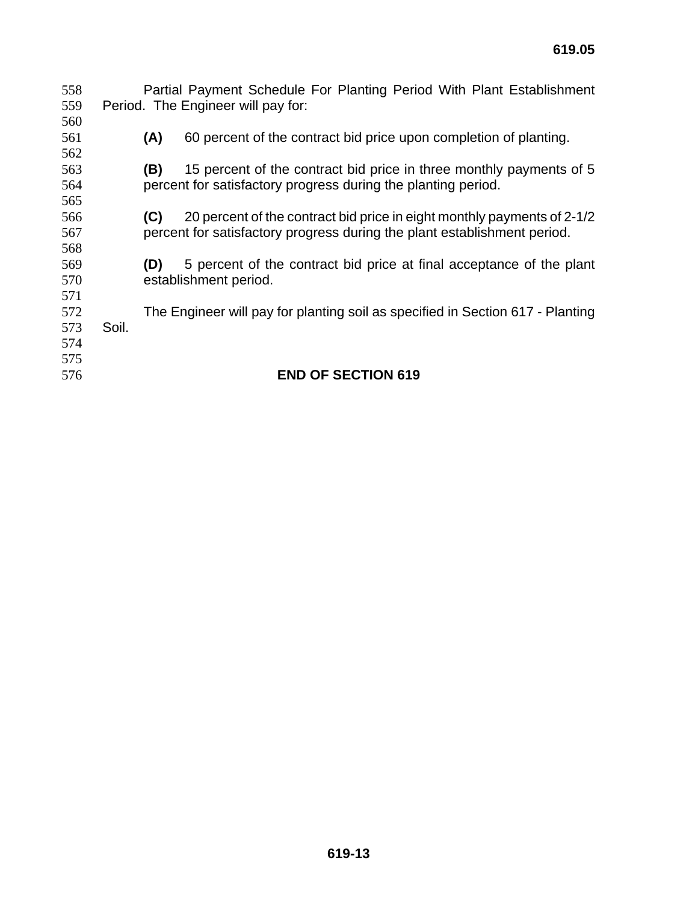Partial Payment Schedule For Planting Period With Plant Establishment Period. The Engineer will pay for:

**(A)** 60 percent of the contract bid price upon completion of planting.

**(B)** 15 percent of the contract bid price in three monthly payments of 5 percent for satisfactory progress during the planting period.

**(C)** 20 percent of the contract bid price in eight monthly payments of 2-1/2 percent for satisfactory progress during the plant establishment period.

**(D)** 5 percent of the contract bid price at final acceptance of the plant establishment period.

The Engineer will pay for planting soil as specified in Section 617 - Planting Soil.

**END OF SECTION 619**